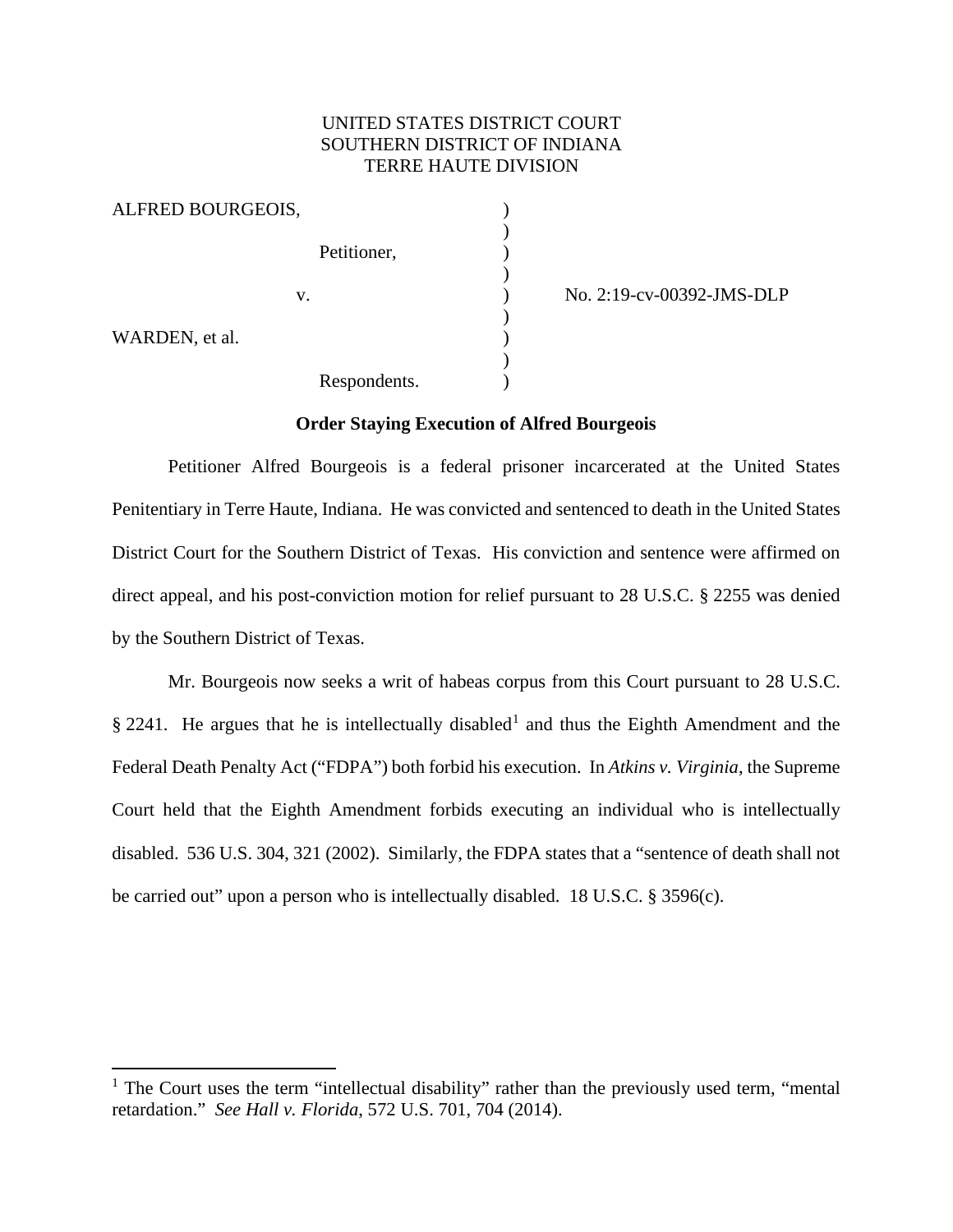UNITED STATES DISTRICT COURT
SOUTHERN DISTRICT OF INDIANA
TERRE HAUTE DIVISION

| | | |
|---|---|---|
| ALFRED BOURGEOIS, | ) | |
| | ) | |
| Petitioner, | ) | |
| | ) | |
| v. | ) | No. 2:19-cv-00392-JMS-DLP |
| | ) | |
| WARDEN, et al. | ) | |
| | ) | |
| Respondents. | ) | |

**Order Staying Execution of Alfred Bourgeois**

Petitioner Alfred Bourgeois is a federal prisoner incarcerated at the United States Penitentiary in Terre Haute, Indiana. He was convicted and sentenced to death in the United States District Court for the Southern District of Texas. His conviction and sentence were affirmed on direct appeal, and his post-conviction motion for relief pursuant to 28 U.S.C. § 2255 was denied by the Southern District of Texas.

Mr. Bourgeois now seeks a writ of habeas corpus from this Court pursuant to 28 U.S.C. § 2241. He argues that he is intellectually disabled[1] and thus the Eighth Amendment and the Federal Death Penalty Act ("FDPA") both forbid his execution. In *Atkins v. Virginia*, the Supreme Court held that the Eighth Amendment forbids executing an individual who is intellectually disabled. 536 U.S. 304, 321 (2002). Similarly, the FDPA states that a "sentence of death shall not be carried out" upon a person who is intellectually disabled. 18 U.S.C. § 3596(c).

[1] The Court uses the term "intellectual disability" rather than the previously used term, "mental retardation." *See Hall v. Florida*, 572 U.S. 701, 704 (2014).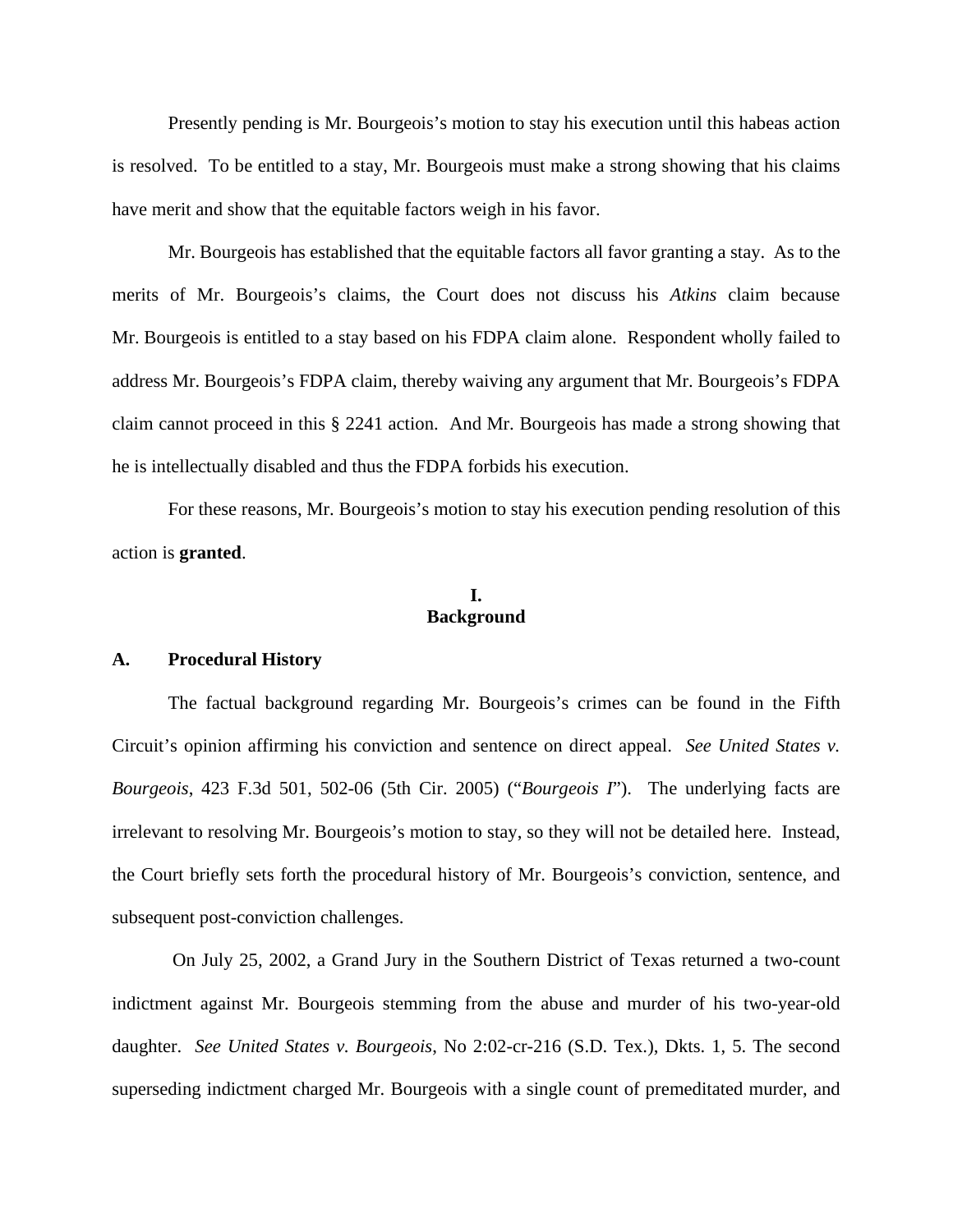Presently pending is Mr. Bourgeois's motion to stay his execution until this habeas action is resolved. To be entitled to a stay, Mr. Bourgeois must make a strong showing that his claims have merit and show that the equitable factors weigh in his favor.

Mr. Bourgeois has established that the equitable factors all favor granting a stay. As to the merits of Mr. Bourgeois's claims, the Court does not discuss his *Atkins* claim because Mr. Bourgeois is entitled to a stay based on his FDPA claim alone. Respondent wholly failed to address Mr. Bourgeois's FDPA claim, thereby waiving any argument that Mr. Bourgeois's FDPA claim cannot proceed in this § 2241 action. And Mr. Bourgeois has made a strong showing that he is intellectually disabled and thus the FDPA forbids his execution.

For these reasons, Mr. Bourgeois's motion to stay his execution pending resolution of this action is **granted**.

## I. Background

### A. Procedural History

The factual background regarding Mr. Bourgeois's crimes can be found in the Fifth Circuit's opinion affirming his conviction and sentence on direct appeal. *See United States v. Bourgeois*, 423 F.3d 501, 502-06 (5th Cir. 2005) ("*Bourgeois I*"). The underlying facts are irrelevant to resolving Mr. Bourgeois's motion to stay, so they will not be detailed here. Instead, the Court briefly sets forth the procedural history of Mr. Bourgeois's conviction, sentence, and subsequent post-conviction challenges.

On July 25, 2002, a Grand Jury in the Southern District of Texas returned a two-count indictment against Mr. Bourgeois stemming from the abuse and murder of his two-year-old daughter. *See United States v. Bourgeois*, No 2:02-cr-216 (S.D. Tex.), Dkts. 1, 5. The second superseding indictment charged Mr. Bourgeois with a single count of premeditated murder, and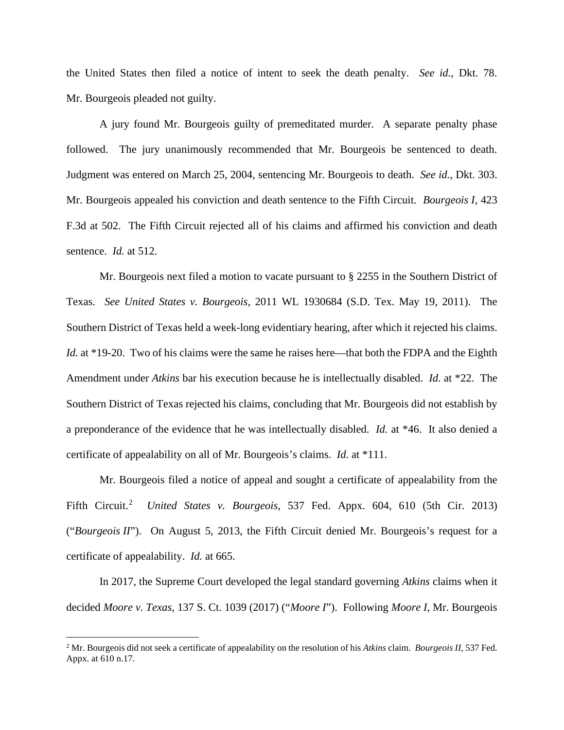the United States then filed a notice of intent to seek the death penalty. *See id.*, Dkt. 78. Mr. Bourgeois pleaded not guilty.

A jury found Mr. Bourgeois guilty of premeditated murder. A separate penalty phase followed. The jury unanimously recommended that Mr. Bourgeois be sentenced to death. Judgment was entered on March 25, 2004, sentencing Mr. Bourgeois to death. *See id.*, Dkt. 303. Mr. Bourgeois appealed his conviction and death sentence to the Fifth Circuit. *Bourgeois I*, 423 F.3d at 502. The Fifth Circuit rejected all of his claims and affirmed his conviction and death sentence. *Id.* at 512.

Mr. Bourgeois next filed a motion to vacate pursuant to § 2255 in the Southern District of Texas. *See United States v. Bourgeois*, 2011 WL 1930684 (S.D. Tex. May 19, 2011). The Southern District of Texas held a week-long evidentiary hearing, after which it rejected his claims. *Id.* at *19-20. Two of his claims were the same he raises here—that both the FDPA and the Eighth Amendment under *Atkins* bar his execution because he is intellectually disabled. *Id.* at *22. The Southern District of Texas rejected his claims, concluding that Mr. Bourgeois did not establish by a preponderance of the evidence that he was intellectually disabled. *Id.* at *46. It also denied a certificate of appealability on all of Mr. Bourgeois's claims. *Id.* at *111.

Mr. Bourgeois filed a notice of appeal and sought a certificate of appealability from the Fifth Circuit.[2] *United States v. Bourgeois*, 537 Fed. Appx. 604, 610 (5th Cir. 2013) ("*Bourgeois II*"). On August 5, 2013, the Fifth Circuit denied Mr. Bourgeois's request for a certificate of appealability. *Id.* at 665.

In 2017, the Supreme Court developed the legal standard governing *Atkins* claims when it decided *Moore v. Texas*, 137 S. Ct. 1039 (2017) ("*Moore I*"). Following *Moore I*, Mr. Bourgeois

[2] Mr. Bourgeois did not seek a certificate of appealability on the resolution of his *Atkins* claim. *Bourgeois II*, 537 Fed. Appx. at 610 n.17.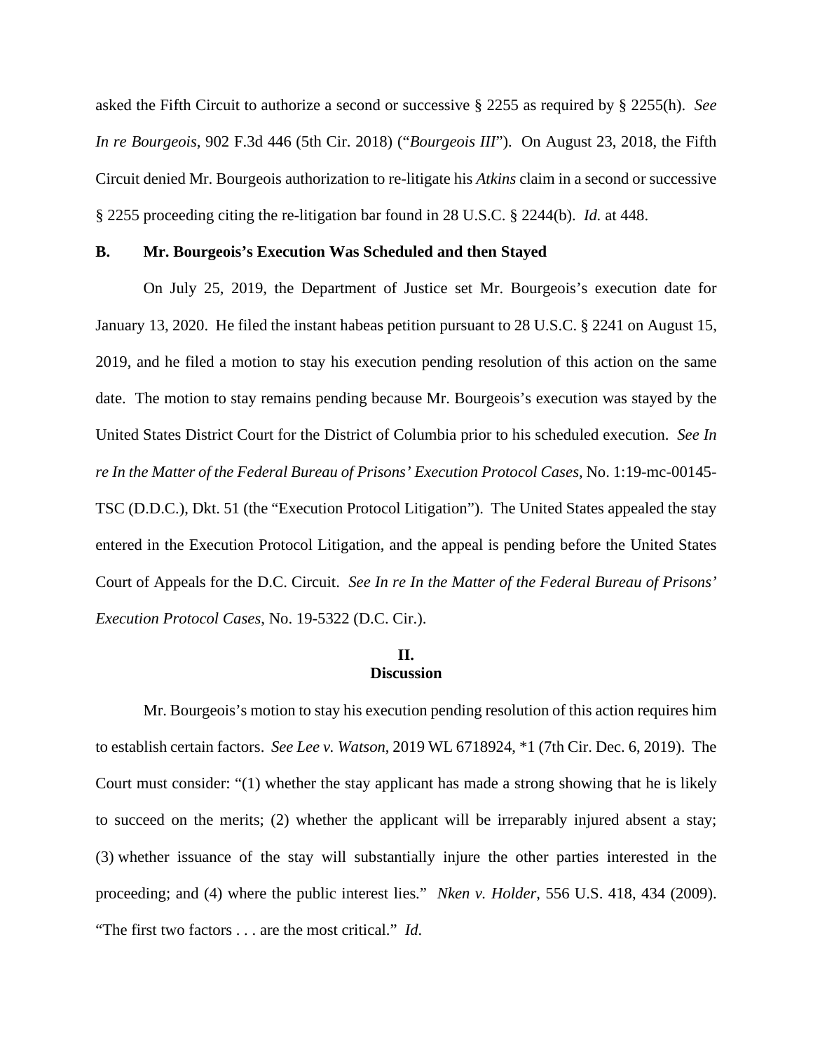asked the Fifth Circuit to authorize a second or successive § 2255 as required by § 2255(h). *See In re Bourgeois*, 902 F.3d 446 (5th Cir. 2018) ("*Bourgeois III*"). On August 23, 2018, the Fifth Circuit denied Mr. Bourgeois authorization to re-litigate his *Atkins* claim in a second or successive § 2255 proceeding citing the re-litigation bar found in 28 U.S.C. § 2244(b). *Id.* at 448.

### B. Mr. Bourgeois's Execution Was Scheduled and then Stayed

On July 25, 2019, the Department of Justice set Mr. Bourgeois's execution date for January 13, 2020. He filed the instant habeas petition pursuant to 28 U.S.C. § 2241 on August 15, 2019, and he filed a motion to stay his execution pending resolution of this action on the same date. The motion to stay remains pending because Mr. Bourgeois's execution was stayed by the United States District Court for the District of Columbia prior to his scheduled execution. *See In re In the Matter of the Federal Bureau of Prisons' Execution Protocol Cases*, No. 1:19-mc-00145-TSC (D.D.C.), Dkt. 51 (the "Execution Protocol Litigation"). The United States appealed the stay entered in the Execution Protocol Litigation, and the appeal is pending before the United States Court of Appeals for the D.C. Circuit. *See In re In the Matter of the Federal Bureau of Prisons' Execution Protocol Cases*, No. 19-5322 (D.C. Cir.).

## II.
## Discussion

Mr. Bourgeois's motion to stay his execution pending resolution of this action requires him to establish certain factors. *See Lee v. Watson*, 2019 WL 6718924, *1 (7th Cir. Dec. 6, 2019). The Court must consider: "(1) whether the stay applicant has made a strong showing that he is likely to succeed on the merits; (2) whether the applicant will be irreparably injured absent a stay; (3) whether issuance of the stay will substantially injure the other parties interested in the proceeding; and (4) where the public interest lies." *Nken v. Holder*, 556 U.S. 418, 434 (2009). "The first two factors . . . are the most critical." *Id.*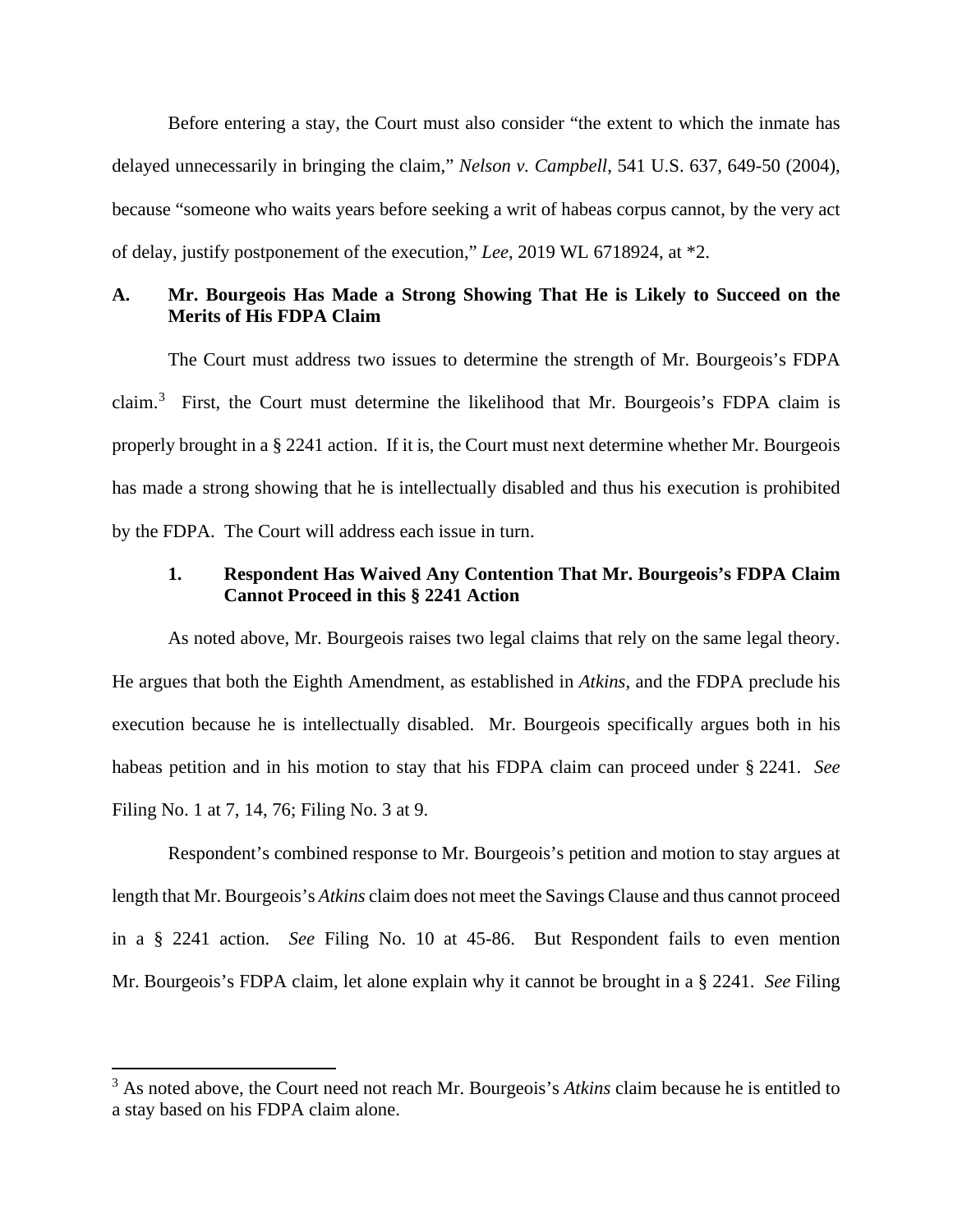Before entering a stay, the Court must also consider "the extent to which the inmate has delayed unnecessarily in bringing the claim," *Nelson v. Campbell*, 541 U.S. 637, 649-50 (2004), because "someone who waits years before seeking a writ of habeas corpus cannot, by the very act of delay, justify postponement of the execution," *Lee*, 2019 WL 6718924, at *2.

### A. Mr. Bourgeois Has Made a Strong Showing That He is Likely to Succeed on the Merits of His FDPA Claim

The Court must address two issues to determine the strength of Mr. Bourgeois's FDPA claim.[3] First, the Court must determine the likelihood that Mr. Bourgeois's FDPA claim is properly brought in a § 2241 action. If it is, the Court must next determine whether Mr. Bourgeois has made a strong showing that he is intellectually disabled and thus his execution is prohibited by the FDPA. The Court will address each issue in turn.

#### 1. Respondent Has Waived Any Contention That Mr. Bourgeois's FDPA Claim Cannot Proceed in this § 2241 Action

As noted above, Mr. Bourgeois raises two legal claims that rely on the same legal theory. He argues that both the Eighth Amendment, as established in *Atkins*, and the FDPA preclude his execution because he is intellectually disabled. Mr. Bourgeois specifically argues both in his habeas petition and in his motion to stay that his FDPA claim can proceed under § 2241. *See* Filing No. 1 at 7, 14, 76; Filing No. 3 at 9.

Respondent's combined response to Mr. Bourgeois's petition and motion to stay argues at length that Mr. Bourgeois's *Atkins* claim does not meet the Savings Clause and thus cannot proceed in a § 2241 action. *See* Filing No. 10 at 45-86. But Respondent fails to even mention Mr. Bourgeois's FDPA claim, let alone explain why it cannot be brought in a § 2241. *See* Filing

[3] As noted above, the Court need not reach Mr. Bourgeois's *Atkins* claim because he is entitled to a stay based on his FDPA claim alone.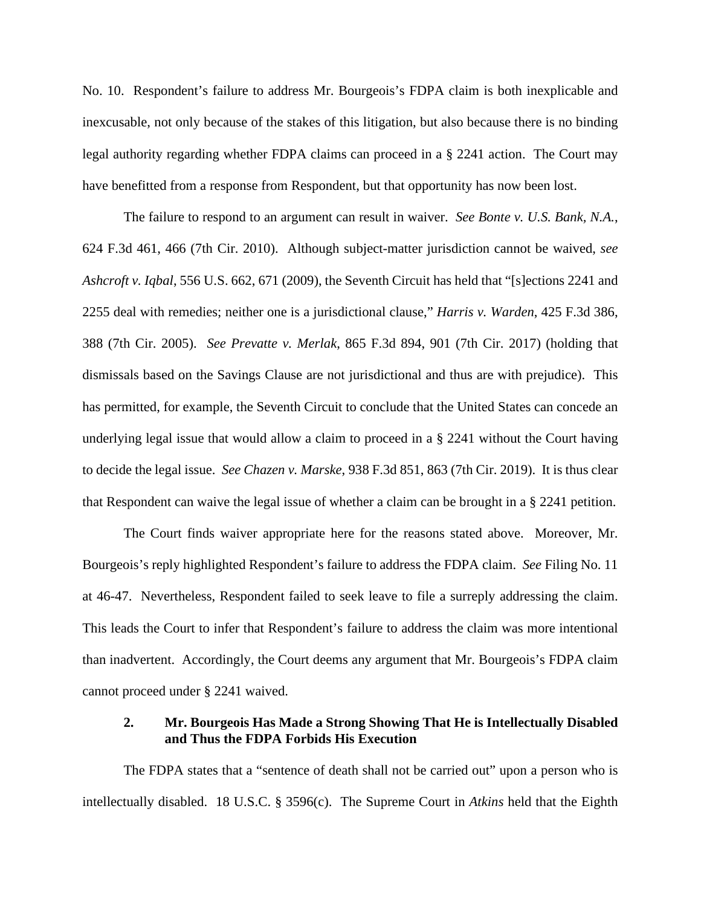No. 10. Respondent's failure to address Mr. Bourgeois's FDPA claim is both inexplicable and inexcusable, not only because of the stakes of this litigation, but also because there is no binding legal authority regarding whether FDPA claims can proceed in a § 2241 action. The Court may have benefitted from a response from Respondent, but that opportunity has now been lost.

The failure to respond to an argument can result in waiver. *See Bonte v. U.S. Bank, N.A.*, 624 F.3d 461, 466 (7th Cir. 2010). Although subject-matter jurisdiction cannot be waived, *see Ashcroft v. Iqbal*, 556 U.S. 662, 671 (2009), the Seventh Circuit has held that "[s]ections 2241 and 2255 deal with remedies; neither one is a jurisdictional clause," *Harris v. Warden*, 425 F.3d 386, 388 (7th Cir. 2005). *See Prevatte v. Merlak*, 865 F.3d 894, 901 (7th Cir. 2017) (holding that dismissals based on the Savings Clause are not jurisdictional and thus are with prejudice). This has permitted, for example, the Seventh Circuit to conclude that the United States can concede an underlying legal issue that would allow a claim to proceed in a § 2241 without the Court having to decide the legal issue. *See Chazen v. Marske*, 938 F.3d 851, 863 (7th Cir. 2019). It is thus clear that Respondent can waive the legal issue of whether a claim can be brought in a § 2241 petition.

The Court finds waiver appropriate here for the reasons stated above. Moreover, Mr. Bourgeois's reply highlighted Respondent's failure to address the FDPA claim. *See* Filing No. 11 at 46-47. Nevertheless, Respondent failed to seek leave to file a surreply addressing the claim. This leads the Court to infer that Respondent's failure to address the claim was more intentional than inadvertent. Accordingly, the Court deems any argument that Mr. Bourgeois's FDPA claim cannot proceed under § 2241 waived.

### 2. Mr. Bourgeois Has Made a Strong Showing That He is Intellectually Disabled and Thus the FDPA Forbids His Execution

The FDPA states that a "sentence of death shall not be carried out" upon a person who is intellectually disabled. 18 U.S.C. § 3596(c). The Supreme Court in *Atkins* held that the Eighth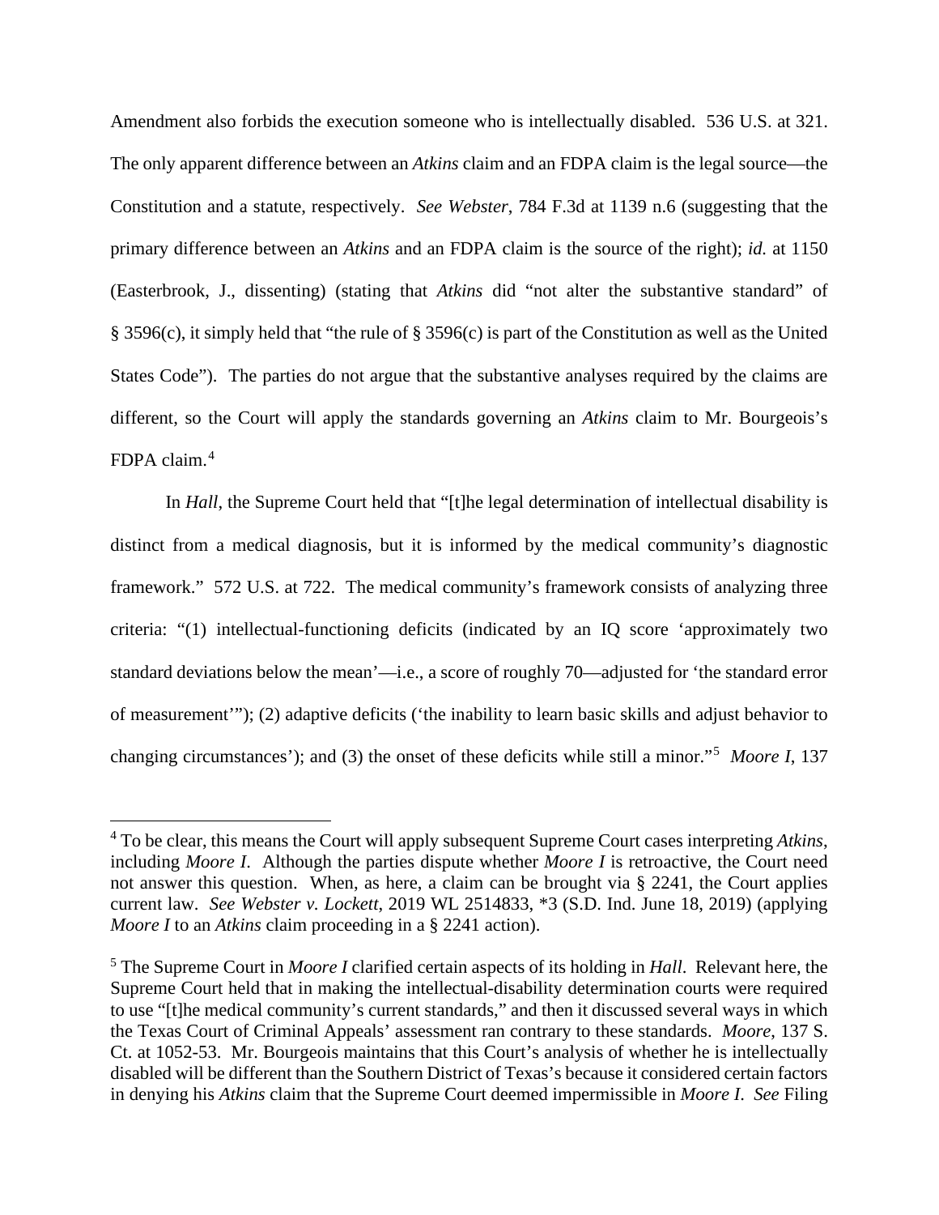Amendment also forbids the execution someone who is intellectually disabled. 536 U.S. at 321. The only apparent difference between an *Atkins* claim and an FDPA claim is the legal source—the Constitution and a statute, respectively. *See Webster*, 784 F.3d at 1139 n.6 (suggesting that the primary difference between an *Atkins* and an FDPA claim is the source of the right); *id.* at 1150 (Easterbrook, J., dissenting) (stating that *Atkins* did "not alter the substantive standard" of § 3596(c), it simply held that "the rule of § 3596(c) is part of the Constitution as well as the United States Code"). The parties do not argue that the substantive analyses required by the claims are different, so the Court will apply the standards governing an *Atkins* claim to Mr. Bourgeois's FDPA claim.[4]

In *Hall*, the Supreme Court held that "[t]he legal determination of intellectual disability is distinct from a medical diagnosis, but it is informed by the medical community's diagnostic framework." 572 U.S. at 722. The medical community's framework consists of analyzing three criteria: "(1) intellectual-functioning deficits (indicated by an IQ score 'approximately two standard deviations below the mean'—i.e., a score of roughly 70—adjusted for 'the standard error of measurement'"); (2) adaptive deficits ('the inability to learn basic skills and adjust behavior to changing circumstances'); and (3) the onset of these deficits while still a minor."[5] *Moore I*, 137

---

[4] To be clear, this means the Court will apply subsequent Supreme Court cases interpreting *Atkins*, including *Moore I*. Although the parties dispute whether *Moore I* is retroactive, the Court need not answer this question. When, as here, a claim can be brought via § 2241, the Court applies current law. *See Webster v. Lockett*, 2019 WL 2514833, *3 (S.D. Ind. June 18, 2019) (applying *Moore I* to an *Atkins* claim proceeding in a § 2241 action).

[5] The Supreme Court in *Moore I* clarified certain aspects of its holding in *Hall*. Relevant here, the Supreme Court held that in making the intellectual-disability determination courts were required to use "[t]he medical community's current standards," and then it discussed several ways in which the Texas Court of Criminal Appeals' assessment ran contrary to these standards. *Moore*, 137 S. Ct. at 1052-53. Mr. Bourgeois maintains that this Court's analysis of whether he is intellectually disabled will be different than the Southern District of Texas's because it considered certain factors in denying his *Atkins* claim that the Supreme Court deemed impermissible in *Moore I*. *See* Filing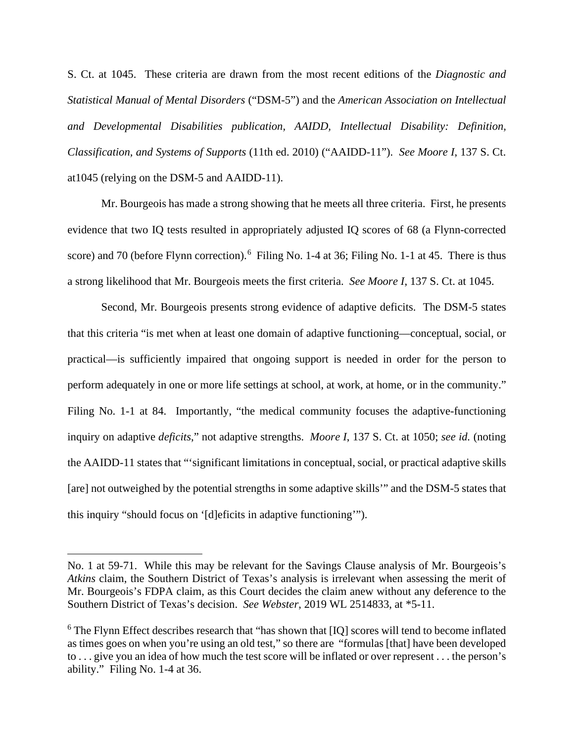S. Ct. at 1045. These criteria are drawn from the most recent editions of the *Diagnostic and Statistical Manual of Mental Disorders* ("DSM-5") and the *American Association on Intellectual and Developmental Disabilities publication, AAIDD, Intellectual Disability: Definition, Classification, and Systems of Supports* (11th ed. 2010) ("AAIDD-11"). *See Moore I*, 137 S. Ct. at1045 (relying on the DSM-5 and AAIDD-11).

Mr. Bourgeois has made a strong showing that he meets all three criteria. First, he presents evidence that two IQ tests resulted in appropriately adjusted IQ scores of 68 (a Flynn-corrected score) and 70 (before Flynn correction).[6] Filing No. 1-4 at 36; Filing No. 1-1 at 45. There is thus a strong likelihood that Mr. Bourgeois meets the first criteria. *See Moore I*, 137 S. Ct. at 1045.

Second, Mr. Bourgeois presents strong evidence of adaptive deficits. The DSM-5 states that this criteria "is met when at least one domain of adaptive functioning—conceptual, social, or practical—is sufficiently impaired that ongoing support is needed in order for the person to perform adequately in one or more life settings at school, at work, at home, or in the community." Filing No. 1-1 at 84. Importantly, "the medical community focuses the adaptive-functioning inquiry on adaptive *deficits*," not adaptive strengths. *Moore I*, 137 S. Ct. at 1050; *see id.* (noting the AAIDD-11 states that "'significant limitations in conceptual, social, or practical adaptive skills [are] not outweighed by the potential strengths in some adaptive skills'" and the DSM-5 states that this inquiry "should focus on '[d]eficits in adaptive functioning'").

---

No. 1 at 59-71. While this may be relevant for the Savings Clause analysis of Mr. Bourgeois's *Atkins* claim, the Southern District of Texas's analysis is irrelevant when assessing the merit of Mr. Bourgeois's FDPA claim, as this Court decides the claim anew without any deference to the Southern District of Texas's decision. *See Webster*, 2019 WL 2514833, at *5-11.

[6] The Flynn Effect describes research that "has shown that [IQ] scores will tend to become inflated as times goes on when you're using an old test," so there are "formulas [that] have been developed to . . . give you an idea of how much the test score will be inflated or over represent . . . the person's ability." Filing No. 1-4 at 36.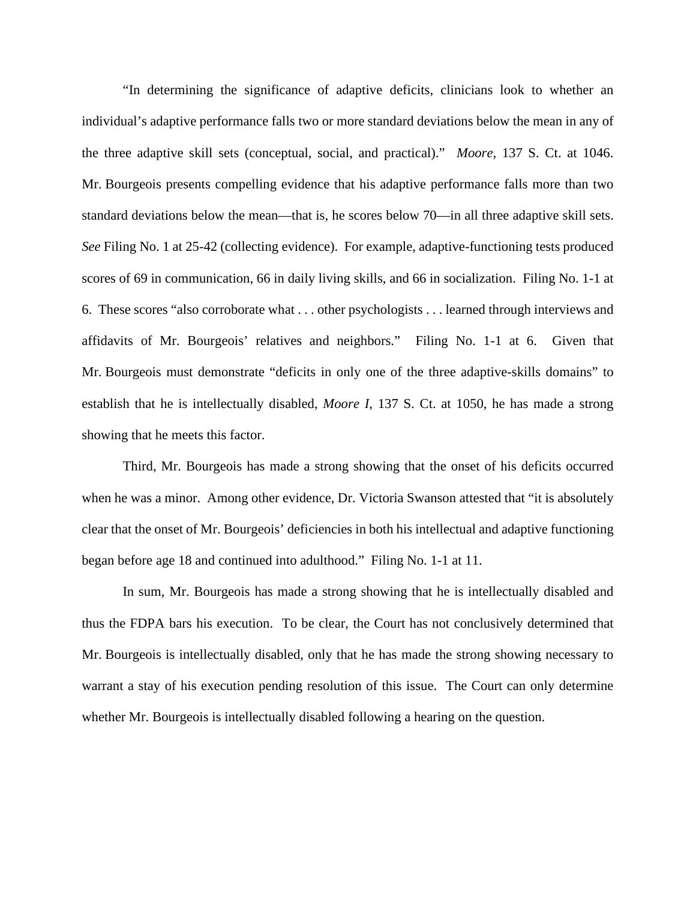"In determining the significance of adaptive deficits, clinicians look to whether an individual's adaptive performance falls two or more standard deviations below the mean in any of the three adaptive skill sets (conceptual, social, and practical)." *Moore*, 137 S. Ct. at 1046. Mr. Bourgeois presents compelling evidence that his adaptive performance falls more than two standard deviations below the mean—that is, he scores below 70—in all three adaptive skill sets. *See* Filing No. 1 at 25-42 (collecting evidence). For example, adaptive-functioning tests produced scores of 69 in communication, 66 in daily living skills, and 66 in socialization. Filing No. 1-1 at 6. These scores "also corroborate what . . . other psychologists . . . learned through interviews and affidavits of Mr. Bourgeois' relatives and neighbors." Filing No. 1-1 at 6. Given that Mr. Bourgeois must demonstrate "deficits in only one of the three adaptive-skills domains" to establish that he is intellectually disabled, *Moore I*, 137 S. Ct. at 1050, he has made a strong showing that he meets this factor.

Third, Mr. Bourgeois has made a strong showing that the onset of his deficits occurred when he was a minor. Among other evidence, Dr. Victoria Swanson attested that "it is absolutely clear that the onset of Mr. Bourgeois' deficiencies in both his intellectual and adaptive functioning began before age 18 and continued into adulthood." Filing No. 1-1 at 11.

In sum, Mr. Bourgeois has made a strong showing that he is intellectually disabled and thus the FDPA bars his execution. To be clear, the Court has not conclusively determined that Mr. Bourgeois is intellectually disabled, only that he has made the strong showing necessary to warrant a stay of his execution pending resolution of this issue. The Court can only determine whether Mr. Bourgeois is intellectually disabled following a hearing on the question.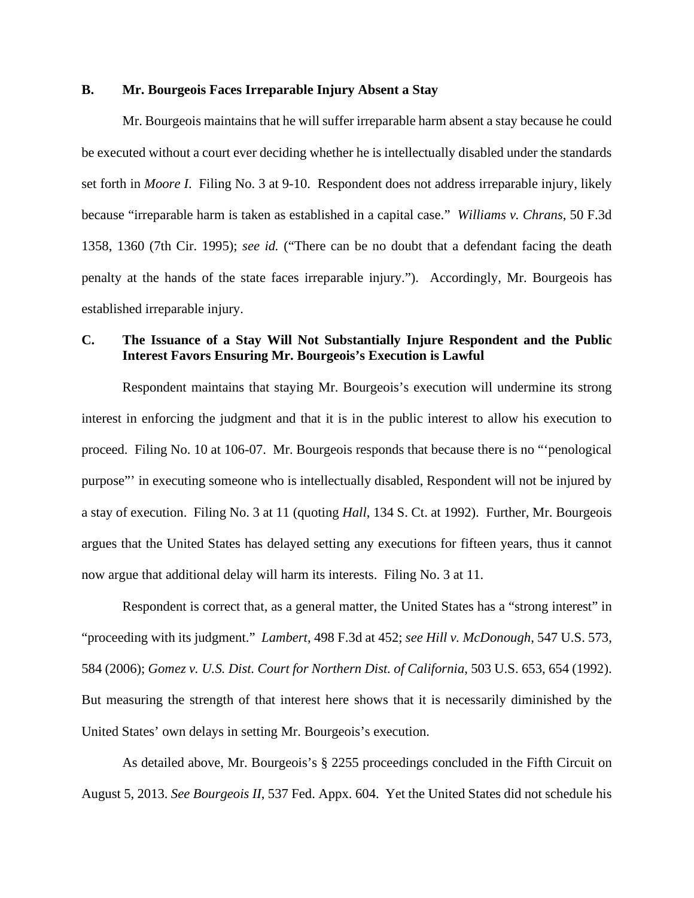### B. Mr. Bourgeois Faces Irreparable Injury Absent a Stay

Mr. Bourgeois maintains that he will suffer irreparable harm absent a stay because he could be executed without a court ever deciding whether he is intellectually disabled under the standards set forth in *Moore I*. Filing No. 3 at 9-10. Respondent does not address irreparable injury, likely because "irreparable harm is taken as established in a capital case." *Williams v. Chrans*, 50 F.3d 1358, 1360 (7th Cir. 1995); *see id.* ("There can be no doubt that a defendant facing the death penalty at the hands of the state faces irreparable injury."). Accordingly, Mr. Bourgeois has established irreparable injury.

### C. The Issuance of a Stay Will Not Substantially Injure Respondent and the Public Interest Favors Ensuring Mr. Bourgeois's Execution is Lawful

Respondent maintains that staying Mr. Bourgeois's execution will undermine its strong interest in enforcing the judgment and that it is in the public interest to allow his execution to proceed. Filing No. 10 at 106-07. Mr. Bourgeois responds that because there is no "'penological purpose"' in executing someone who is intellectually disabled, Respondent will not be injured by a stay of execution. Filing No. 3 at 11 (quoting *Hall*, 134 S. Ct. at 1992). Further, Mr. Bourgeois argues that the United States has delayed setting any executions for fifteen years, thus it cannot now argue that additional delay will harm its interests. Filing No. 3 at 11.

Respondent is correct that, as a general matter, the United States has a "strong interest" in "proceeding with its judgment." *Lambert*, 498 F.3d at 452; *see Hill v. McDonough*, 547 U.S. 573, 584 (2006); *Gomez v. U.S. Dist. Court for Northern Dist. of California*, 503 U.S. 653, 654 (1992). But measuring the strength of that interest here shows that it is necessarily diminished by the United States' own delays in setting Mr. Bourgeois's execution.

As detailed above, Mr. Bourgeois's § 2255 proceedings concluded in the Fifth Circuit on August 5, 2013. *See Bourgeois II*, 537 Fed. Appx. 604. Yet the United States did not schedule his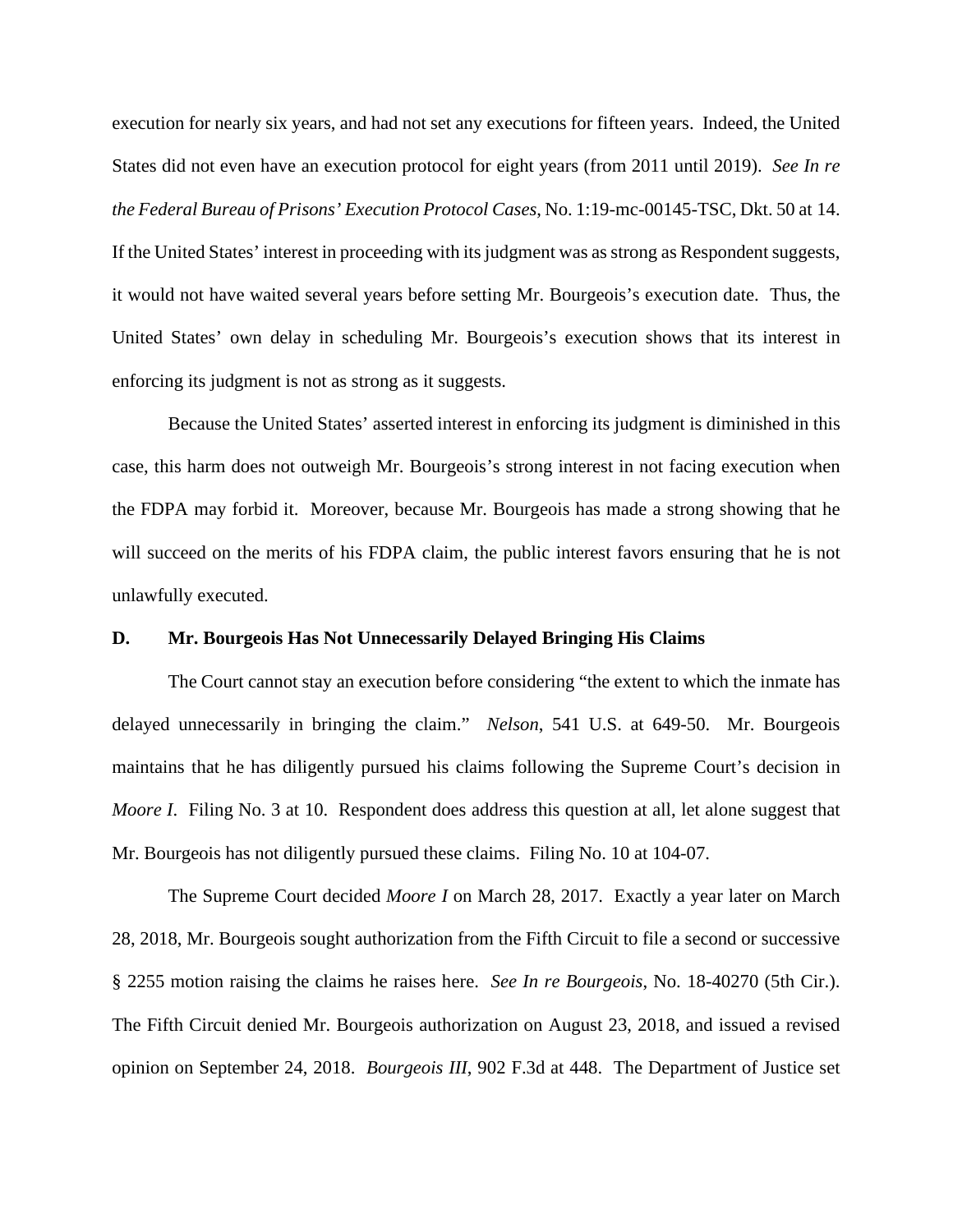execution for nearly six years, and had not set any executions for fifteen years. Indeed, the United States did not even have an execution protocol for eight years (from 2011 until 2019). *See In re the Federal Bureau of Prisons' Execution Protocol Cases*, No. 1:19-mc-00145-TSC, Dkt. 50 at 14. If the United States' interest in proceeding with its judgment was as strong as Respondent suggests, it would not have waited several years before setting Mr. Bourgeois's execution date. Thus, the United States' own delay in scheduling Mr. Bourgeois's execution shows that its interest in enforcing its judgment is not as strong as it suggests.

Because the United States' asserted interest in enforcing its judgment is diminished in this case, this harm does not outweigh Mr. Bourgeois's strong interest in not facing execution when the FDPA may forbid it. Moreover, because Mr. Bourgeois has made a strong showing that he will succeed on the merits of his FDPA claim, the public interest favors ensuring that he is not unlawfully executed.

**D. Mr. Bourgeois Has Not Unnecessarily Delayed Bringing His Claims**

The Court cannot stay an execution before considering "the extent to which the inmate has delayed unnecessarily in bringing the claim." *Nelson*, 541 U.S. at 649-50. Mr. Bourgeois maintains that he has diligently pursued his claims following the Supreme Court's decision in *Moore I*. Filing No. 3 at 10. Respondent does address this question at all, let alone suggest that Mr. Bourgeois has not diligently pursued these claims. Filing No. 10 at 104-07.

The Supreme Court decided *Moore I* on March 28, 2017. Exactly a year later on March 28, 2018, Mr. Bourgeois sought authorization from the Fifth Circuit to file a second or successive § 2255 motion raising the claims he raises here. *See In re Bourgeois*, No. 18-40270 (5th Cir.). The Fifth Circuit denied Mr. Bourgeois authorization on August 23, 2018, and issued a revised opinion on September 24, 2018. *Bourgeois III*, 902 F.3d at 448. The Department of Justice set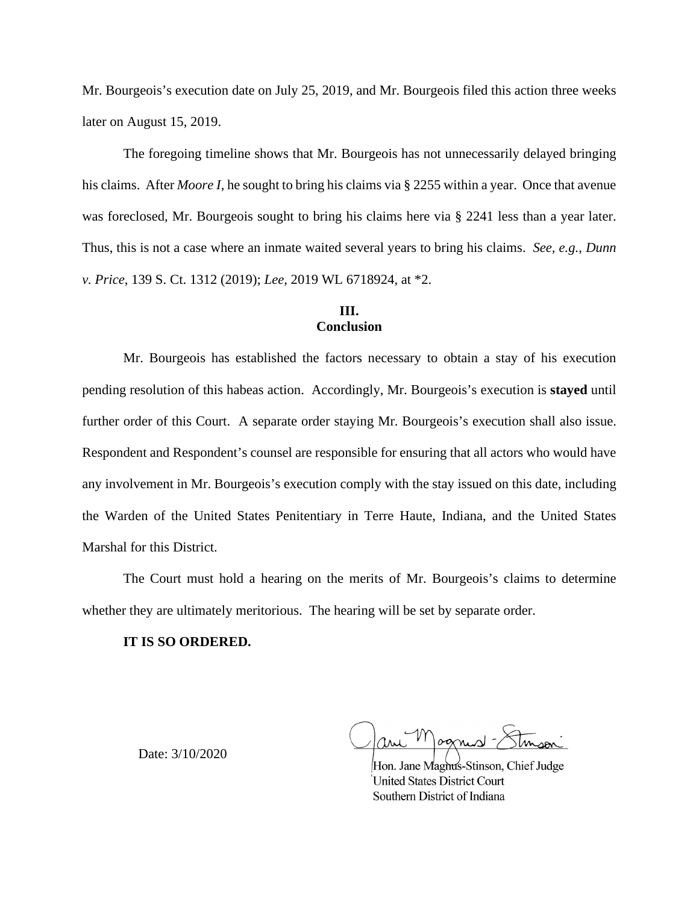Mr. Bourgeois's execution date on July 25, 2019, and Mr. Bourgeois filed this action three weeks later on August 15, 2019.

The foregoing timeline shows that Mr. Bourgeois has not unnecessarily delayed bringing his claims. After *Moore I*, he sought to bring his claims via § 2255 within a year. Once that avenue was foreclosed, Mr. Bourgeois sought to bring his claims here via § 2241 less than a year later. Thus, this is not a case where an inmate waited several years to bring his claims. *See, e.g.*, *Dunn v. Price*, 139 S. Ct. 1312 (2019); *Lee*, 2019 WL 6718924, at *2.

## III.
## Conclusion

Mr. Bourgeois has established the factors necessary to obtain a stay of his execution pending resolution of this habeas action. Accordingly, Mr. Bourgeois's execution is **stayed** until further order of this Court. A separate order staying Mr. Bourgeois's execution shall also issue. Respondent and Respondent's counsel are responsible for ensuring that all actors who would have any involvement in Mr. Bourgeois's execution comply with the stay issued on this date, including the Warden of the United States Penitentiary in Terre Haute, Indiana, and the United States Marshal for this District.

The Court must hold a hearing on the merits of Mr. Bourgeois's claims to determine whether they are ultimately meritorious. The hearing will be set by separate order.

**IT IS SO ORDERED.**

Date: 3/10/2020

Hon. Jane Magnus-Stinson, Chief Judge
United States District Court
Southern District of Indiana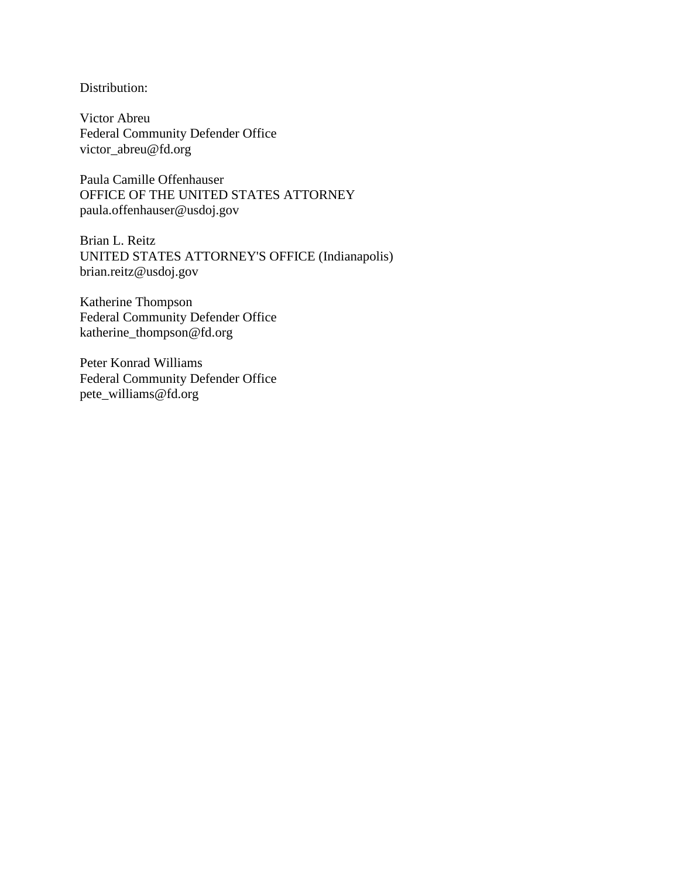Distribution:

Victor Abreu
Federal Community Defender Office
victor_abreu@fd.org

Paula Camille Offenhauser
OFFICE OF THE UNITED STATES ATTORNEY
paula.offenhauser@usdoj.gov

Brian L. Reitz
UNITED STATES ATTORNEY'S OFFICE (Indianapolis)
brian.reitz@usdoj.gov

Katherine Thompson
Federal Community Defender Office
katherine_thompson@fd.org

Peter Konrad Williams
Federal Community Defender Office
pete_williams@fd.org